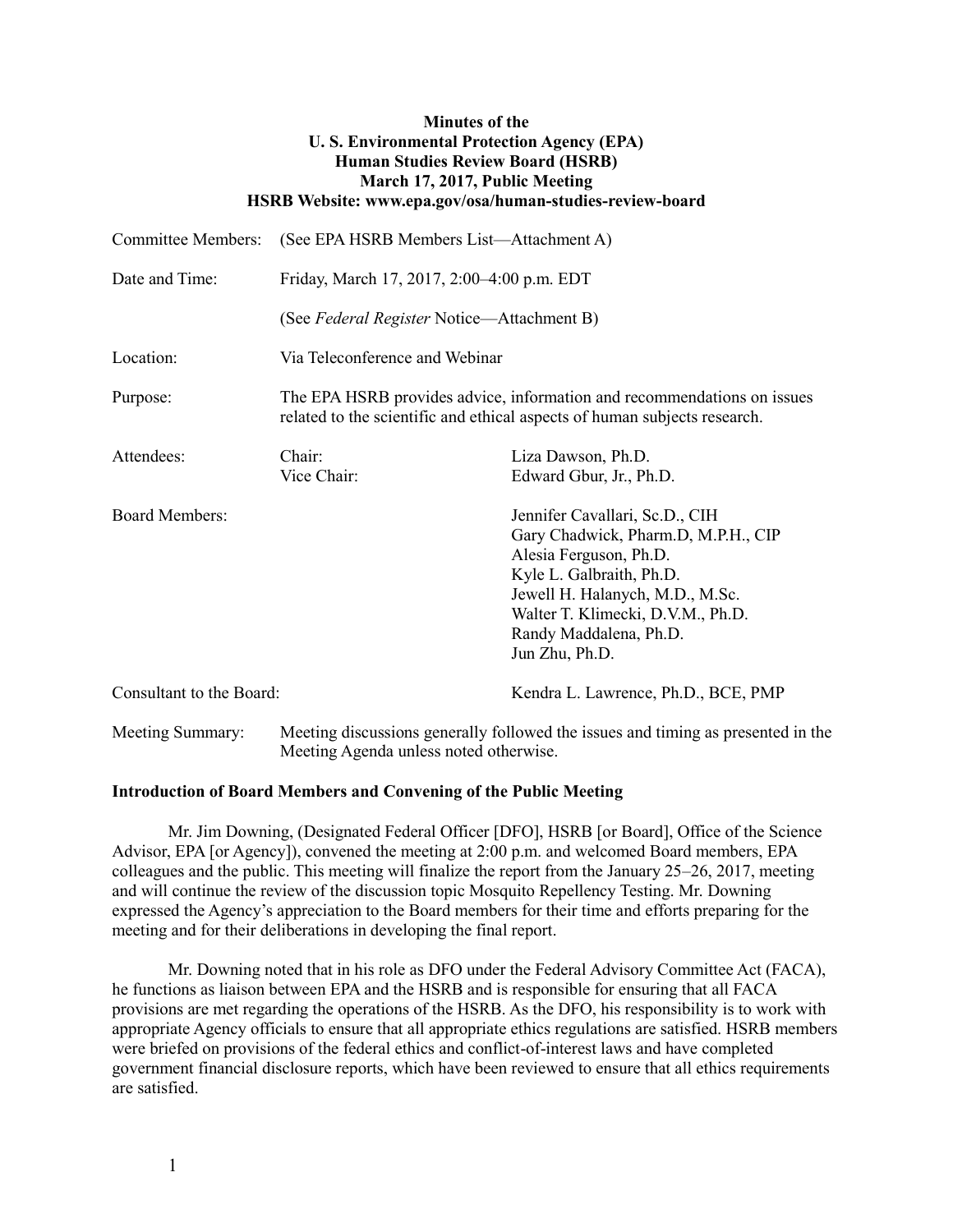**Minutes of the**
**U. S. Environmental Protection Agency (EPA)**
**Human Studies Review Board (HSRB)**
**March 17, 2017, Public Meeting**
**HSRB Website: www.epa.gov/osa/human-studies-review-board**

Committee Members: (See EPA HSRB Members List—Attachment A)

Date and Time: Friday, March 17, 2017, 2:00–4:00 p.m. EDT

(See *Federal Register* Notice—Attachment B)

Location: Via Teleconference and Webinar

Purpose: The EPA HSRB provides advice, information and recommendations on issues related to the scientific and ethical aspects of human subjects research.

Attendees:
- Chair: Liza Dawson, Ph.D.
- Vice Chair: Edward Gbur, Jr., Ph.D.

Board Members:
- Jennifer Cavallari, Sc.D., CIH
- Gary Chadwick, Pharm.D, M.P.H., CIP
- Alesia Ferguson, Ph.D.
- Kyle L. Galbraith, Ph.D.
- Jewell H. Halanych, M.D., M.Sc.
- Walter T. Klimecki, D.V.M., Ph.D.
- Randy Maddalena, Ph.D.
- Jun Zhu, Ph.D.

Consultant to the Board: Kendra L. Lawrence, Ph.D., BCE, PMP

Meeting Summary: Meeting discussions generally followed the issues and timing as presented in the Meeting Agenda unless noted otherwise.

**Introduction of Board Members and Convening of the Public Meeting**

Mr. Jim Downing, (Designated Federal Officer [DFO], HSRB [or Board], Office of the Science Advisor, EPA [or Agency]), convened the meeting at 2:00 p.m. and welcomed Board members, EPA colleagues and the public. This meeting will finalize the report from the January 25–26, 2017, meeting and will continue the review of the discussion topic Mosquito Repellency Testing. Mr. Downing expressed the Agency's appreciation to the Board members for their time and efforts preparing for the meeting and for their deliberations in developing the final report.

Mr. Downing noted that in his role as DFO under the Federal Advisory Committee Act (FACA), he functions as liaison between EPA and the HSRB and is responsible for ensuring that all FACA provisions are met regarding the operations of the HSRB. As the DFO, his responsibility is to work with appropriate Agency officials to ensure that all appropriate ethics regulations are satisfied. HSRB members were briefed on provisions of the federal ethics and conflict-of-interest laws and have completed government financial disclosure reports, which have been reviewed to ensure that all ethics requirements are satisfied.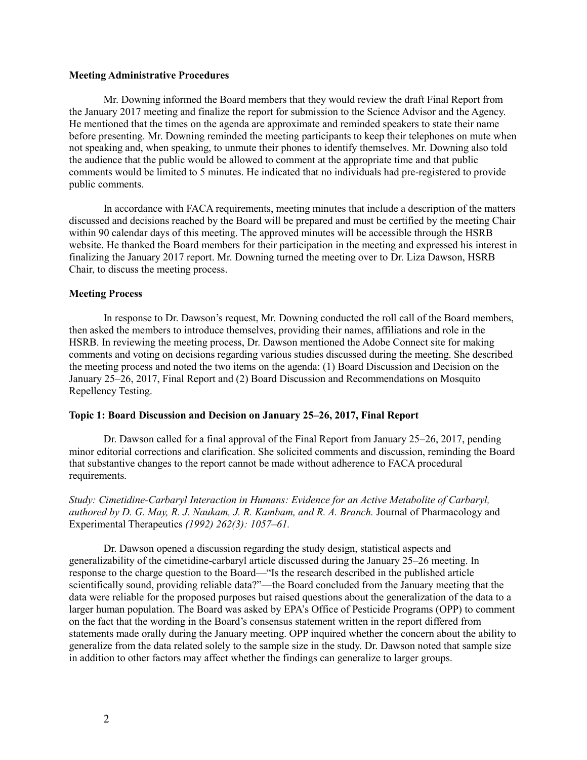**Meeting Administrative Procedures**

Mr. Downing informed the Board members that they would review the draft Final Report from the January 2017 meeting and finalize the report for submission to the Science Advisor and the Agency. He mentioned that the times on the agenda are approximate and reminded speakers to state their name before presenting. Mr. Downing reminded the meeting participants to keep their telephones on mute when not speaking and, when speaking, to unmute their phones to identify themselves. Mr. Downing also told the audience that the public would be allowed to comment at the appropriate time and that public comments would be limited to 5 minutes. He indicated that no individuals had pre-registered to provide public comments.

In accordance with FACA requirements, meeting minutes that include a description of the matters discussed and decisions reached by the Board will be prepared and must be certified by the meeting Chair within 90 calendar days of this meeting. The approved minutes will be accessible through the HSRB website. He thanked the Board members for their participation in the meeting and expressed his interest in finalizing the January 2017 report. Mr. Downing turned the meeting over to Dr. Liza Dawson, HSRB Chair, to discuss the meeting process.

**Meeting Process**

In response to Dr. Dawson's request, Mr. Downing conducted the roll call of the Board members, then asked the members to introduce themselves, providing their names, affiliations and role in the HSRB. In reviewing the meeting process, Dr. Dawson mentioned the Adobe Connect site for making comments and voting on decisions regarding various studies discussed during the meeting. She described the meeting process and noted the two items on the agenda: (1) Board Discussion and Decision on the January 25–26, 2017, Final Report and (2) Board Discussion and Recommendations on Mosquito Repellency Testing.

**Topic 1: Board Discussion and Decision on January 25–26, 2017, Final Report**

Dr. Dawson called for a final approval of the Final Report from January 25–26, 2017, pending minor editorial corrections and clarification. She solicited comments and discussion, reminding the Board that substantive changes to the report cannot be made without adherence to FACA procedural requirements.

*Study: Cimetidine-Carbaryl Interaction in Humans: Evidence for an Active Metabolite of Carbaryl, authored by D. G. May, R. J. Naukam, J. R. Kambam, and R. A. Branch.* Journal of Pharmacology and Experimental Therapeutics *(1992) 262(3): 1057–61.*

Dr. Dawson opened a discussion regarding the study design, statistical aspects and generalizability of the cimetidine-carbaryl article discussed during the January 25–26 meeting. In response to the charge question to the Board—"Is the research described in the published article scientifically sound, providing reliable data?"—the Board concluded from the January meeting that the data were reliable for the proposed purposes but raised questions about the generalization of the data to a larger human population. The Board was asked by EPA's Office of Pesticide Programs (OPP) to comment on the fact that the wording in the Board's consensus statement written in the report differed from statements made orally during the January meeting. OPP inquired whether the concern about the ability to generalize from the data related solely to the sample size in the study. Dr. Dawson noted that sample size in addition to other factors may affect whether the findings can generalize to larger groups.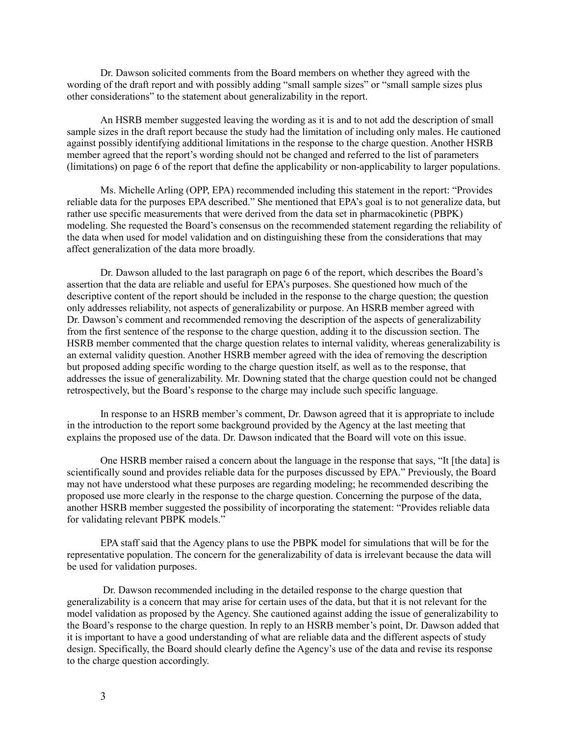Dr. Dawson solicited comments from the Board members on whether they agreed with the wording of the draft report and with possibly adding "small sample sizes" or "small sample sizes plus other considerations" to the statement about generalizability in the report.

An HSRB member suggested leaving the wording as it is and to not add the description of small sample sizes in the draft report because the study had the limitation of including only males. He cautioned against possibly identifying additional limitations in the response to the charge question. Another HSRB member agreed that the report's wording should not be changed and referred to the list of parameters (limitations) on page 6 of the report that define the applicability or non-applicability to larger populations.

Ms. Michelle Arling (OPP, EPA) recommended including this statement in the report: "Provides reliable data for the purposes EPA described." She mentioned that EPA's goal is to not generalize data, but rather use specific measurements that were derived from the data set in pharmacokinetic (PBPK) modeling. She requested the Board's consensus on the recommended statement regarding the reliability of the data when used for model validation and on distinguishing these from the considerations that may affect generalization of the data more broadly.

Dr. Dawson alluded to the last paragraph on page 6 of the report, which describes the Board's assertion that the data are reliable and useful for EPA's purposes. She questioned how much of the descriptive content of the report should be included in the response to the charge question; the question only addresses reliability, not aspects of generalizability or purpose. An HSRB member agreed with Dr. Dawson's comment and recommended removing the description of the aspects of generalizability from the first sentence of the response to the charge question, adding it to the discussion section. The HSRB member commented that the charge question relates to internal validity, whereas generalizability is an external validity question. Another HSRB member agreed with the idea of removing the description but proposed adding specific wording to the charge question itself, as well as to the response, that addresses the issue of generalizability. Mr. Downing stated that the charge question could not be changed retrospectively, but the Board's response to the charge may include such specific language.

In response to an HSRB member's comment, Dr. Dawson agreed that it is appropriate to include in the introduction to the report some background provided by the Agency at the last meeting that explains the proposed use of the data. Dr. Dawson indicated that the Board will vote on this issue.

One HSRB member raised a concern about the language in the response that says, "It [the data] is scientifically sound and provides reliable data for the purposes discussed by EPA." Previously, the Board may not have understood what these purposes are regarding modeling; he recommended describing the proposed use more clearly in the response to the charge question. Concerning the purpose of the data, another HSRB member suggested the possibility of incorporating the statement: "Provides reliable data for validating relevant PBPK models."

EPA staff said that the Agency plans to use the PBPK model for simulations that will be for the representative population. The concern for the generalizability of data is irrelevant because the data will be used for validation purposes.

Dr. Dawson recommended including in the detailed response to the charge question that generalizability is a concern that may arise for certain uses of the data, but that it is not relevant for the model validation as proposed by the Agency. She cautioned against adding the issue of generalizability to the Board's response to the charge question. In reply to an HSRB member's point, Dr. Dawson added that it is important to have a good understanding of what are reliable data and the different aspects of study design. Specifically, the Board should clearly define the Agency's use of the data and revise its response to the charge question accordingly.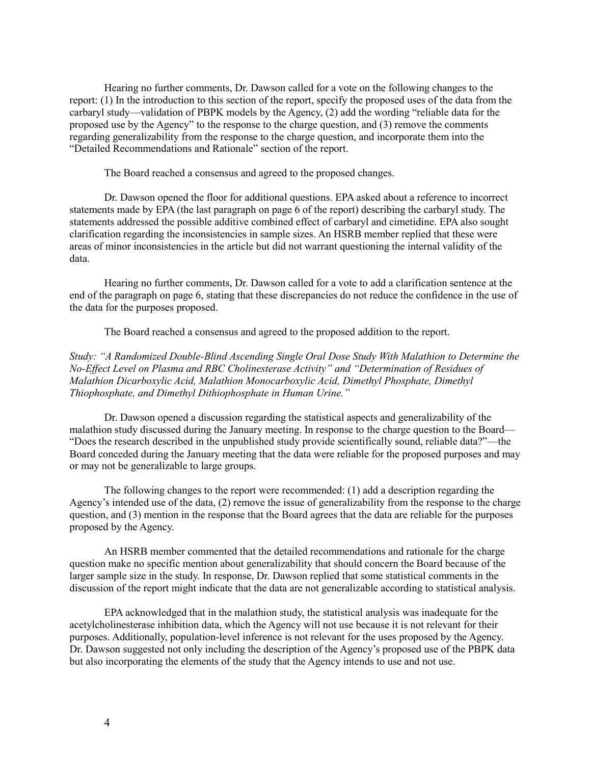Hearing no further comments, Dr. Dawson called for a vote on the following changes to the report: (1) In the introduction to this section of the report, specify the proposed uses of the data from the carbaryl study—validation of PBPK models by the Agency, (2) add the wording "reliable data for the proposed use by the Agency" to the response to the charge question, and (3) remove the comments regarding generalizability from the response to the charge question, and incorporate them into the "Detailed Recommendations and Rationale" section of the report.

The Board reached a consensus and agreed to the proposed changes.

Dr. Dawson opened the floor for additional questions. EPA asked about a reference to incorrect statements made by EPA (the last paragraph on page 6 of the report) describing the carbaryl study. The statements addressed the possible additive combined effect of carbaryl and cimetidine. EPA also sought clarification regarding the inconsistencies in sample sizes. An HSRB member replied that these were areas of minor inconsistencies in the article but did not warrant questioning the internal validity of the data.

Hearing no further comments, Dr. Dawson called for a vote to add a clarification sentence at the end of the paragraph on page 6, stating that these discrepancies do not reduce the confidence in the use of the data for the purposes proposed.

The Board reached a consensus and agreed to the proposed addition to the report.

*Study: "A Randomized Double-Blind Ascending Single Oral Dose Study With Malathion to Determine the No-Effect Level on Plasma and RBC Cholinesterase Activity" and "Determination of Residues of Malathion Dicarboxylic Acid, Malathion Monocarboxylic Acid, Dimethyl Phosphate, Dimethyl Thiophosphate, and Dimethyl Dithiophosphate in Human Urine."*

Dr. Dawson opened a discussion regarding the statistical aspects and generalizability of the malathion study discussed during the January meeting. In response to the charge question to the Board—"Does the research described in the unpublished study provide scientifically sound, reliable data?"—the Board conceded during the January meeting that the data were reliable for the proposed purposes and may or may not be generalizable to large groups.

The following changes to the report were recommended: (1) add a description regarding the Agency's intended use of the data, (2) remove the issue of generalizability from the response to the charge question, and (3) mention in the response that the Board agrees that the data are reliable for the purposes proposed by the Agency.

An HSRB member commented that the detailed recommendations and rationale for the charge question make no specific mention about generalizability that should concern the Board because of the larger sample size in the study. In response, Dr. Dawson replied that some statistical comments in the discussion of the report might indicate that the data are not generalizable according to statistical analysis.

EPA acknowledged that in the malathion study, the statistical analysis was inadequate for the acetylcholinesterase inhibition data, which the Agency will not use because it is not relevant for their purposes. Additionally, population-level inference is not relevant for the uses proposed by the Agency. Dr. Dawson suggested not only including the description of the Agency's proposed use of the PBPK data but also incorporating the elements of the study that the Agency intends to use and not use.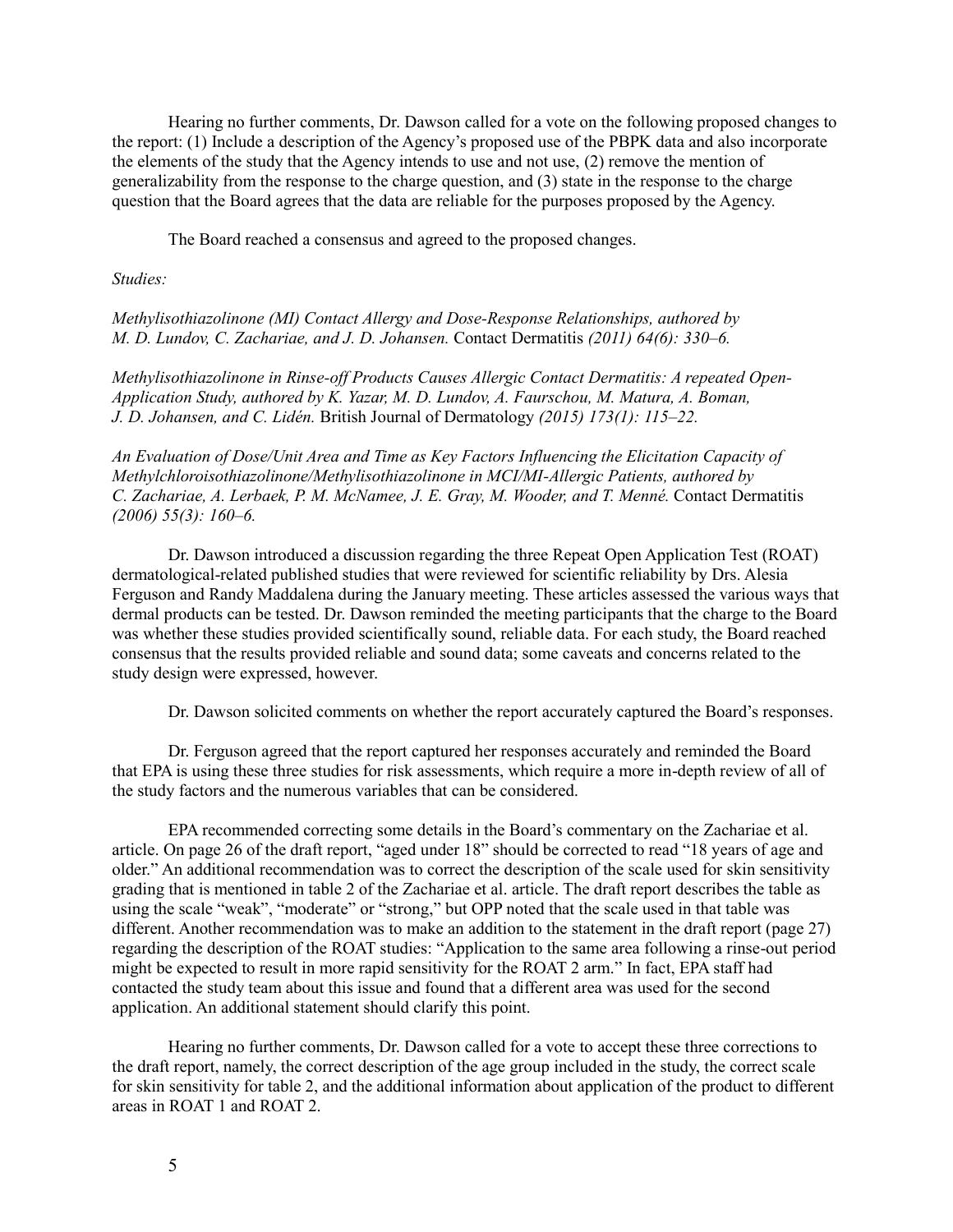Hearing no further comments, Dr. Dawson called for a vote on the following proposed changes to the report: (1) Include a description of the Agency's proposed use of the PBPK data and also incorporate the elements of the study that the Agency intends to use and not use, (2) remove the mention of generalizability from the response to the charge question, and (3) state in the response to the charge question that the Board agrees that the data are reliable for the purposes proposed by the Agency.

The Board reached a consensus and agreed to the proposed changes.

*Studies:*

*Methylisothiazolinone (MI) Contact Allergy and Dose-Response Relationships, authored by M. D. Lundov, C. Zachariae, and J. D. Johansen.* Contact Dermatitis *(2011) 64(6): 330–6.*

*Methylisothiazolinone in Rinse-off Products Causes Allergic Contact Dermatitis: A repeated Open-Application Study, authored by K. Yazar, M. D. Lundov, A. Faurschou, M. Matura, A. Boman, J. D. Johansen, and C. Lidén.* British Journal of Dermatology *(2015) 173(1): 115–22.*

*An Evaluation of Dose/Unit Area and Time as Key Factors Influencing the Elicitation Capacity of Methylchloroisothiazolinone/Methylisothiazolinone in MCI/MI-Allergic Patients, authored by C. Zachariae, A. Lerbaek, P. M. McNamee, J. E. Gray, M. Wooder, and T. Menné.* Contact Dermatitis *(2006) 55(3): 160–6.*

Dr. Dawson introduced a discussion regarding the three Repeat Open Application Test (ROAT) dermatological-related published studies that were reviewed for scientific reliability by Drs. Alesia Ferguson and Randy Maddalena during the January meeting. These articles assessed the various ways that dermal products can be tested. Dr. Dawson reminded the meeting participants that the charge to the Board was whether these studies provided scientifically sound, reliable data. For each study, the Board reached consensus that the results provided reliable and sound data; some caveats and concerns related to the study design were expressed, however.

Dr. Dawson solicited comments on whether the report accurately captured the Board's responses.

Dr. Ferguson agreed that the report captured her responses accurately and reminded the Board that EPA is using these three studies for risk assessments, which require a more in-depth review of all of the study factors and the numerous variables that can be considered.

EPA recommended correcting some details in the Board's commentary on the Zachariae et al. article. On page 26 of the draft report, "aged under 18" should be corrected to read "18 years of age and older." An additional recommendation was to correct the description of the scale used for skin sensitivity grading that is mentioned in table 2 of the Zachariae et al. article. The draft report describes the table as using the scale "weak", "moderate" or "strong," but OPP noted that the scale used in that table was different. Another recommendation was to make an addition to the statement in the draft report (page 27) regarding the description of the ROAT studies: "Application to the same area following a rinse-out period might be expected to result in more rapid sensitivity for the ROAT 2 arm." In fact, EPA staff had contacted the study team about this issue and found that a different area was used for the second application. An additional statement should clarify this point.

Hearing no further comments, Dr. Dawson called for a vote to accept these three corrections to the draft report, namely, the correct description of the age group included in the study, the correct scale for skin sensitivity for table 2, and the additional information about application of the product to different areas in ROAT 1 and ROAT 2.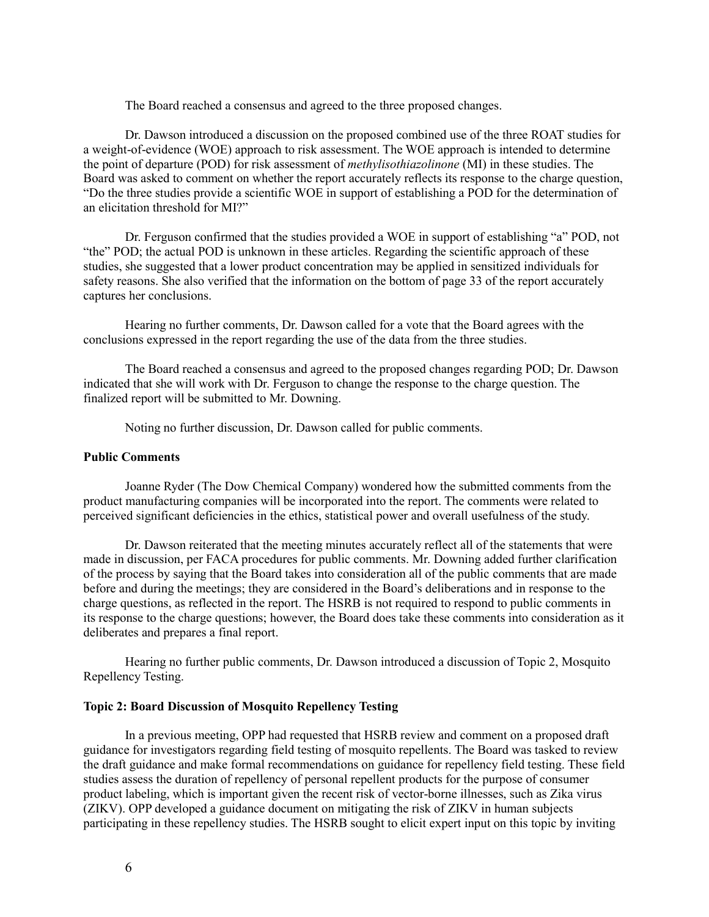The Board reached a consensus and agreed to the three proposed changes.

Dr. Dawson introduced a discussion on the proposed combined use of the three ROAT studies for a weight-of-evidence (WOE) approach to risk assessment. The WOE approach is intended to determine the point of departure (POD) for risk assessment of *methylisothiazolinone* (MI) in these studies. The Board was asked to comment on whether the report accurately reflects its response to the charge question, "Do the three studies provide a scientific WOE in support of establishing a POD for the determination of an elicitation threshold for MI?"

Dr. Ferguson confirmed that the studies provided a WOE in support of establishing "a" POD, not "the" POD; the actual POD is unknown in these articles. Regarding the scientific approach of these studies, she suggested that a lower product concentration may be applied in sensitized individuals for safety reasons. She also verified that the information on the bottom of page 33 of the report accurately captures her conclusions.

Hearing no further comments, Dr. Dawson called for a vote that the Board agrees with the conclusions expressed in the report regarding the use of the data from the three studies.

The Board reached a consensus and agreed to the proposed changes regarding POD; Dr. Dawson indicated that she will work with Dr. Ferguson to change the response to the charge question. The finalized report will be submitted to Mr. Downing.

Noting no further discussion, Dr. Dawson called for public comments.

**Public Comments**

Joanne Ryder (The Dow Chemical Company) wondered how the submitted comments from the product manufacturing companies will be incorporated into the report. The comments were related to perceived significant deficiencies in the ethics, statistical power and overall usefulness of the study.

Dr. Dawson reiterated that the meeting minutes accurately reflect all of the statements that were made in discussion, per FACA procedures for public comments. Mr. Downing added further clarification of the process by saying that the Board takes into consideration all of the public comments that are made before and during the meetings; they are considered in the Board's deliberations and in response to the charge questions, as reflected in the report. The HSRB is not required to respond to public comments in its response to the charge questions; however, the Board does take these comments into consideration as it deliberates and prepares a final report.

Hearing no further public comments, Dr. Dawson introduced a discussion of Topic 2, Mosquito Repellency Testing.

**Topic 2: Board Discussion of Mosquito Repellency Testing**

In a previous meeting, OPP had requested that HSRB review and comment on a proposed draft guidance for investigators regarding field testing of mosquito repellents. The Board was tasked to review the draft guidance and make formal recommendations on guidance for repellency field testing. These field studies assess the duration of repellency of personal repellent products for the purpose of consumer product labeling, which is important given the recent risk of vector-borne illnesses, such as Zika virus (ZIKV). OPP developed a guidance document on mitigating the risk of ZIKV in human subjects participating in these repellency studies. The HSRB sought to elicit expert input on this topic by inviting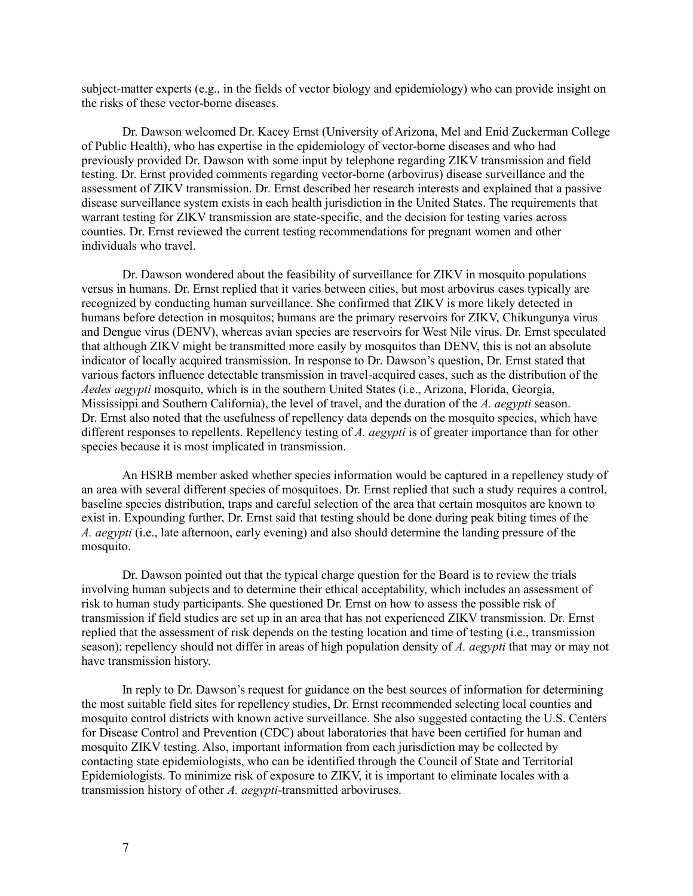subject-matter experts (e.g., in the fields of vector biology and epidemiology) who can provide insight on the risks of these vector-borne diseases.

Dr. Dawson welcomed Dr. Kacey Ernst (University of Arizona, Mel and Enid Zuckerman College of Public Health), who has expertise in the epidemiology of vector-borne diseases and who had previously provided Dr. Dawson with some input by telephone regarding ZIKV transmission and field testing. Dr. Ernst provided comments regarding vector-borne (arbovirus) disease surveillance and the assessment of ZIKV transmission. Dr. Ernst described her research interests and explained that a passive disease surveillance system exists in each health jurisdiction in the United States. The requirements that warrant testing for ZIKV transmission are state-specific, and the decision for testing varies across counties. Dr. Ernst reviewed the current testing recommendations for pregnant women and other individuals who travel.

Dr. Dawson wondered about the feasibility of surveillance for ZIKV in mosquito populations versus in humans. Dr. Ernst replied that it varies between cities, but most arbovirus cases typically are recognized by conducting human surveillance. She confirmed that ZIKV is more likely detected in humans before detection in mosquitos; humans are the primary reservoirs for ZIKV, Chikungunya virus and Dengue virus (DENV), whereas avian species are reservoirs for West Nile virus. Dr. Ernst speculated that although ZIKV might be transmitted more easily by mosquitos than DENV, this is not an absolute indicator of locally acquired transmission. In response to Dr. Dawson's question, Dr. Ernst stated that various factors influence detectable transmission in travel-acquired cases, such as the distribution of the *Aedes aegypti* mosquito, which is in the southern United States (i.e., Arizona, Florida, Georgia, Mississippi and Southern California), the level of travel, and the duration of the *A. aegypti* season. Dr. Ernst also noted that the usefulness of repellency data depends on the mosquito species, which have different responses to repellents. Repellency testing of *A. aegypti* is of greater importance than for other species because it is most implicated in transmission.

An HSRB member asked whether species information would be captured in a repellency study of an area with several different species of mosquitoes. Dr. Ernst replied that such a study requires a control, baseline species distribution, traps and careful selection of the area that certain mosquitos are known to exist in. Expounding further, Dr. Ernst said that testing should be done during peak biting times of the *A. aegypti* (i.e., late afternoon, early evening) and also should determine the landing pressure of the mosquito.

Dr. Dawson pointed out that the typical charge question for the Board is to review the trials involving human subjects and to determine their ethical acceptability, which includes an assessment of risk to human study participants. She questioned Dr. Ernst on how to assess the possible risk of transmission if field studies are set up in an area that has not experienced ZIKV transmission. Dr. Ernst replied that the assessment of risk depends on the testing location and time of testing (i.e., transmission season); repellency should not differ in areas of high population density of *A. aegypti* that may or may not have transmission history.

In reply to Dr. Dawson's request for guidance on the best sources of information for determining the most suitable field sites for repellency studies, Dr. Ernst recommended selecting local counties and mosquito control districts with known active surveillance. She also suggested contacting the U.S. Centers for Disease Control and Prevention (CDC) about laboratories that have been certified for human and mosquito ZIKV testing. Also, important information from each jurisdiction may be collected by contacting state epidemiologists, who can be identified through the Council of State and Territorial Epidemiologists. To minimize risk of exposure to ZIKV, it is important to eliminate locales with a transmission history of other *A. aegypti*-transmitted arboviruses.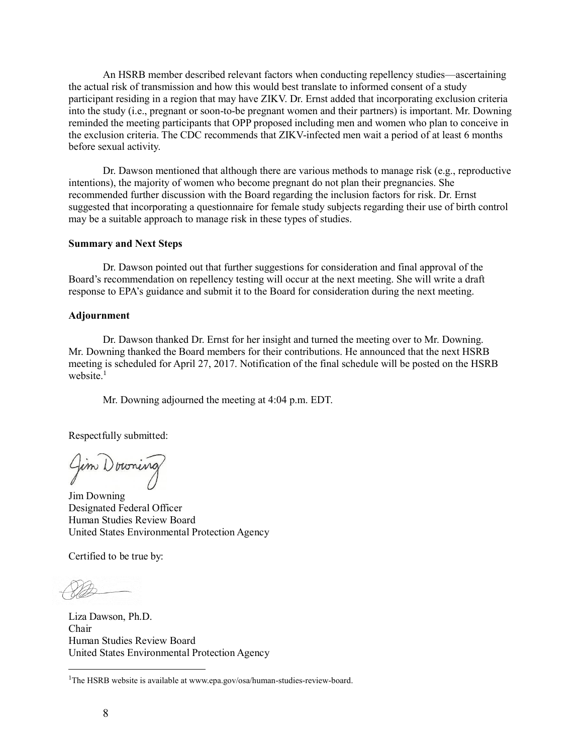An HSRB member described relevant factors when conducting repellency studies—ascertaining the actual risk of transmission and how this would best translate to informed consent of a study participant residing in a region that may have ZIKV. Dr. Ernst added that incorporating exclusion criteria into the study (i.e., pregnant or soon-to-be pregnant women and their partners) is important. Mr. Downing reminded the meeting participants that OPP proposed including men and women who plan to conceive in the exclusion criteria. The CDC recommends that ZIKV-infected men wait a period of at least 6 months before sexual activity.

Dr. Dawson mentioned that although there are various methods to manage risk (e.g., reproductive intentions), the majority of women who become pregnant do not plan their pregnancies. She recommended further discussion with the Board regarding the inclusion factors for risk. Dr. Ernst suggested that incorporating a questionnaire for female study subjects regarding their use of birth control may be a suitable approach to manage risk in these types of studies.

**Summary and Next Steps**

Dr. Dawson pointed out that further suggestions for consideration and final approval of the Board's recommendation on repellency testing will occur at the next meeting. She will write a draft response to EPA's guidance and submit it to the Board for consideration during the next meeting.

**Adjournment**

Dr. Dawson thanked Dr. Ernst for her insight and turned the meeting over to Mr. Downing. Mr. Downing thanked the Board members for their contributions. He announced that the next HSRB meeting is scheduled for April 27, 2017. Notification of the final schedule will be posted on the HSRB website.[1]

Mr. Downing adjourned the meeting at 4:04 p.m. EDT.

Respectfully submitted:

Jim Downing
Designated Federal Officer
Human Studies Review Board
United States Environmental Protection Agency

Certified to be true by:

Liza Dawson, Ph.D.
Chair
Human Studies Review Board
United States Environmental Protection Agency

[1]The HSRB website is available at www.epa.gov/osa/human-studies-review-board.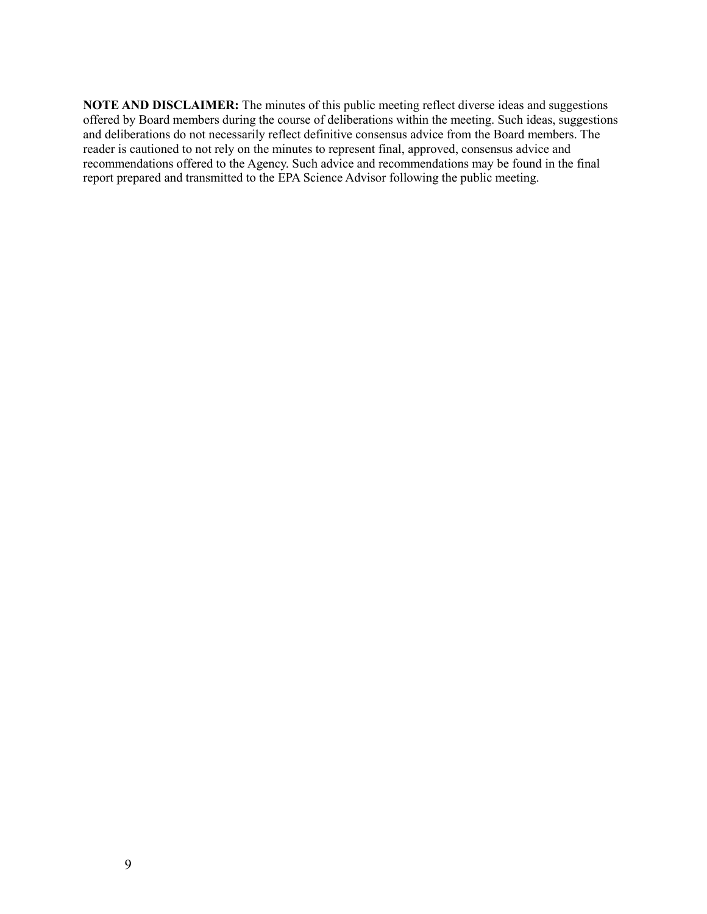**NOTE AND DISCLAIMER:** The minutes of this public meeting reflect diverse ideas and suggestions offered by Board members during the course of deliberations within the meeting. Such ideas, suggestions and deliberations do not necessarily reflect definitive consensus advice from the Board members. The reader is cautioned to not rely on the minutes to represent final, approved, consensus advice and recommendations offered to the Agency. Such advice and recommendations may be found in the final report prepared and transmitted to the EPA Science Advisor following the public meeting.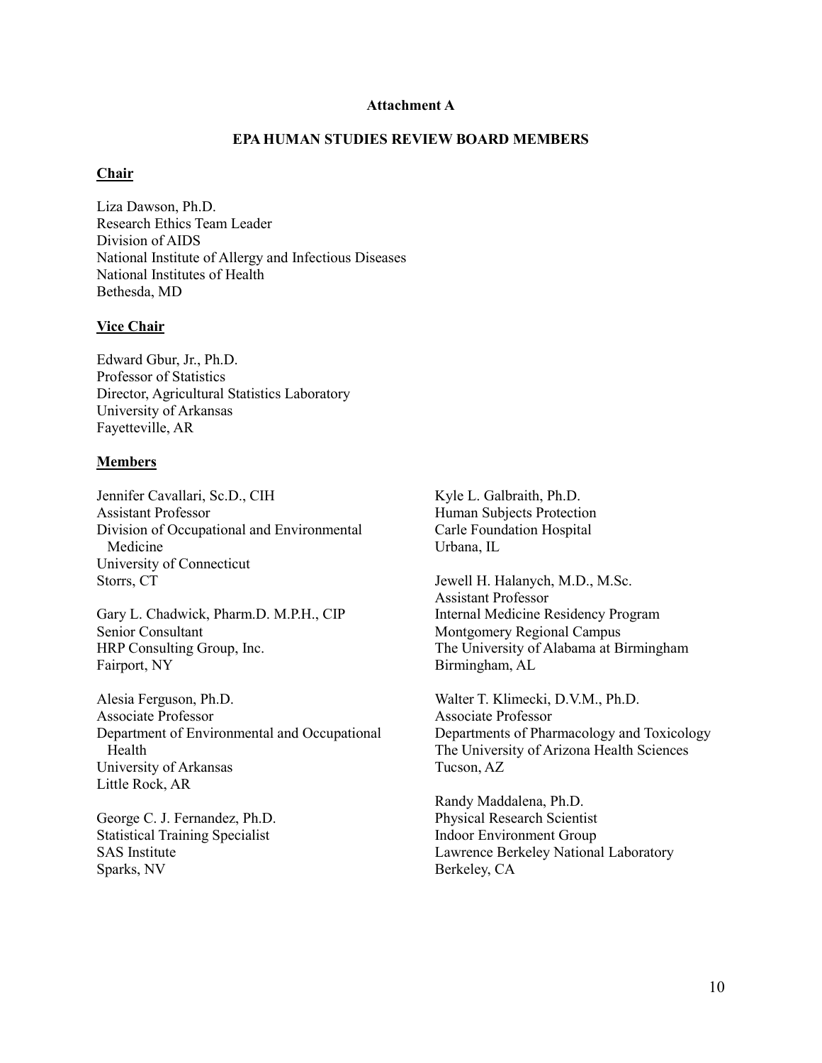**Attachment A**

**EPA HUMAN STUDIES REVIEW BOARD MEMBERS**

**Chair**

Liza Dawson, Ph.D.
Research Ethics Team Leader
Division of AIDS
National Institute of Allergy and Infectious Diseases
National Institutes of Health
Bethesda, MD

**Vice Chair**

Edward Gbur, Jr., Ph.D.
Professor of Statistics
Director, Agricultural Statistics Laboratory
University of Arkansas
Fayetteville, AR

**Members**

Jennifer Cavallari, Sc.D., CIH
Assistant Professor
Division of Occupational and Environmental Medicine
University of Connecticut
Storrs, CT

Gary L. Chadwick, Pharm.D. M.P.H., CIP
Senior Consultant
HRP Consulting Group, Inc.
Fairport, NY

Alesia Ferguson, Ph.D.
Associate Professor
Department of Environmental and Occupational Health
University of Arkansas
Little Rock, AR

George C. J. Fernandez, Ph.D.
Statistical Training Specialist
SAS Institute
Sparks, NV

Kyle L. Galbraith, Ph.D.
Human Subjects Protection
Carle Foundation Hospital
Urbana, IL

Jewell H. Halanych, M.D., M.Sc.
Assistant Professor
Internal Medicine Residency Program
Montgomery Regional Campus
The University of Alabama at Birmingham
Birmingham, AL

Walter T. Klimecki, D.V.M., Ph.D.
Associate Professor
Departments of Pharmacology and Toxicology
The University of Arizona Health Sciences
Tucson, AZ

Randy Maddalena, Ph.D.
Physical Research Scientist
Indoor Environment Group
Lawrence Berkeley National Laboratory
Berkeley, CA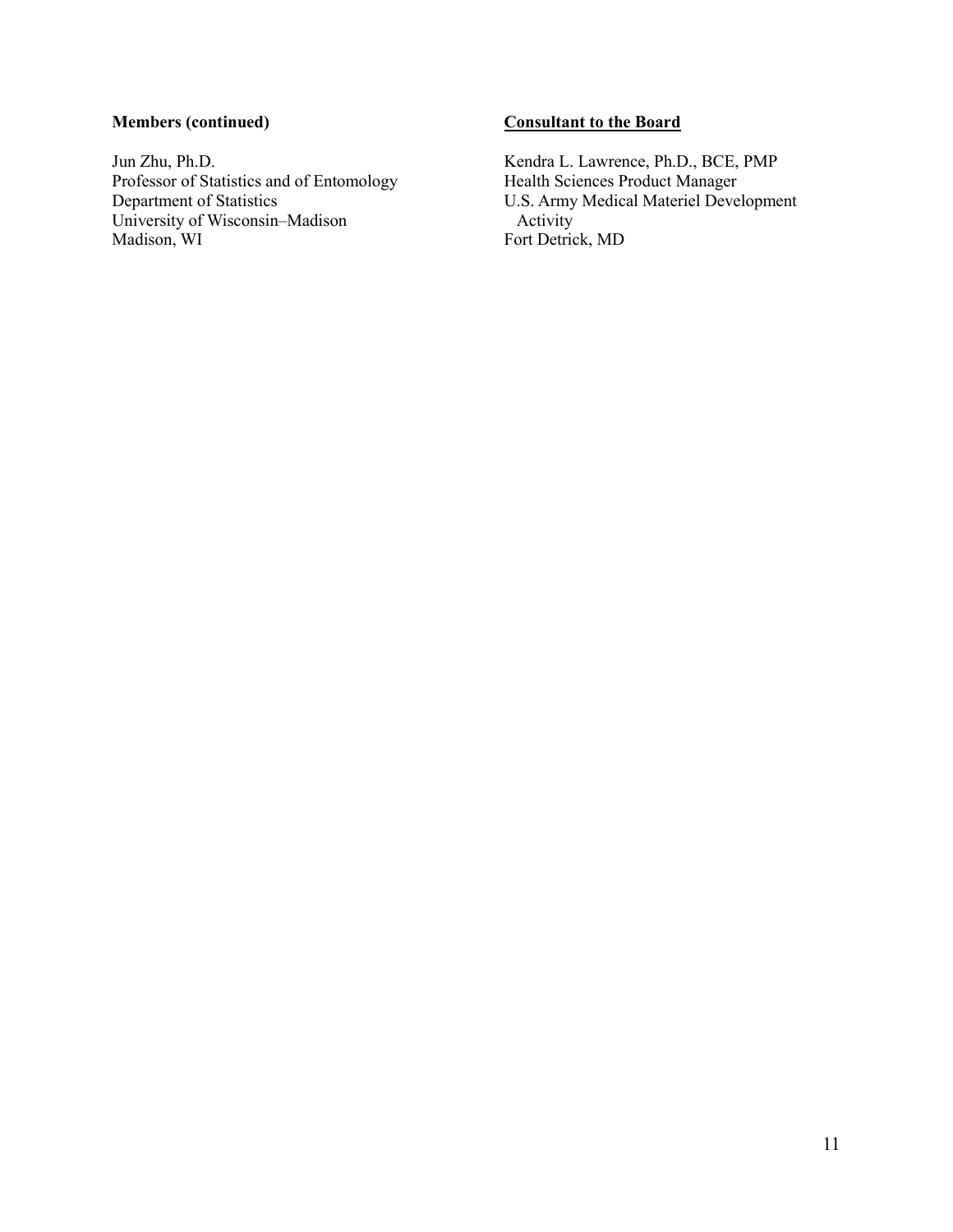**Members (continued)**

Jun Zhu, Ph.D.
Professor of Statistics and of Entomology
Department of Statistics
University of Wisconsin–Madison
Madison, WI

**Consultant to the Board**

Kendra L. Lawrence, Ph.D., BCE, PMP
Health Sciences Product Manager
U.S. Army Medical Materiel Development Activity
Fort Detrick, MD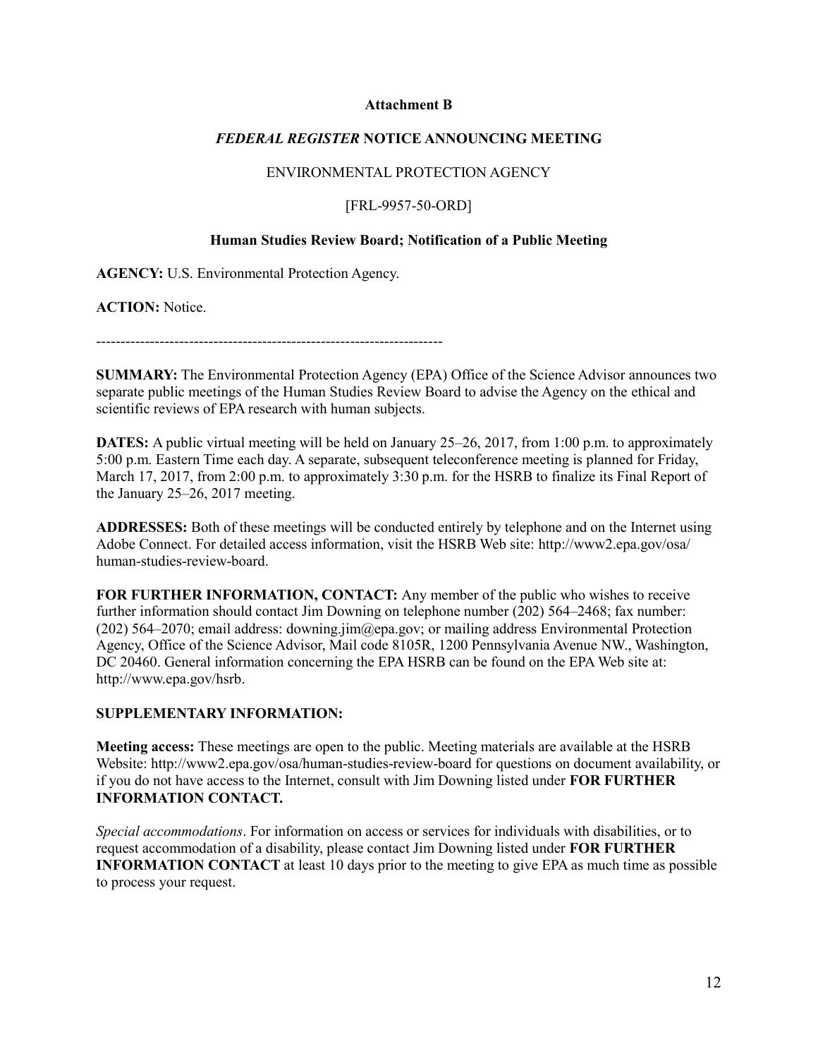**Attachment B**

***FEDERAL REGISTER* NOTICE ANNOUNCING MEETING**

ENVIRONMENTAL PROTECTION AGENCY

[FRL-9957-50-ORD]

**Human Studies Review Board; Notification of a Public Meeting**

**AGENCY:** U.S. Environmental Protection Agency.

**ACTION:** Notice.

-----------------------------------------------------------------------

**SUMMARY:** The Environmental Protection Agency (EPA) Office of the Science Advisor announces two separate public meetings of the Human Studies Review Board to advise the Agency on the ethical and scientific reviews of EPA research with human subjects.

**DATES:** A public virtual meeting will be held on January 25–26, 2017, from 1:00 p.m. to approximately 5:00 p.m. Eastern Time each day. A separate, subsequent teleconference meeting is planned for Friday, March 17, 2017, from 2:00 p.m. to approximately 3:30 p.m. for the HSRB to finalize its Final Report of the January 25–26, 2017 meeting.

**ADDRESSES:** Both of these meetings will be conducted entirely by telephone and on the Internet using Adobe Connect. For detailed access information, visit the HSRB Web site: http://www2.epa.gov/osa/human-studies-review-board.

**FOR FURTHER INFORMATION, CONTACT:** Any member of the public who wishes to receive further information should contact Jim Downing on telephone number (202) 564–2468; fax number: (202) 564–2070; email address: downing.jim@epa.gov; or mailing address Environmental Protection Agency, Office of the Science Advisor, Mail code 8105R, 1200 Pennsylvania Avenue NW., Washington, DC 20460. General information concerning the EPA HSRB can be found on the EPA Web site at: http://www.epa.gov/hsrb.

**SUPPLEMENTARY INFORMATION:**

**Meeting access:** These meetings are open to the public. Meeting materials are available at the HSRB Website: http://www2.epa.gov/osa/human-studies-review-board for questions on document availability, or if you do not have access to the Internet, consult with Jim Downing listed under **FOR FURTHER INFORMATION CONTACT.**

*Special accommodations*. For information on access or services for individuals with disabilities, or to request accommodation of a disability, please contact Jim Downing listed under **FOR FURTHER INFORMATION CONTACT** at least 10 days prior to the meeting to give EPA as much time as possible to process your request.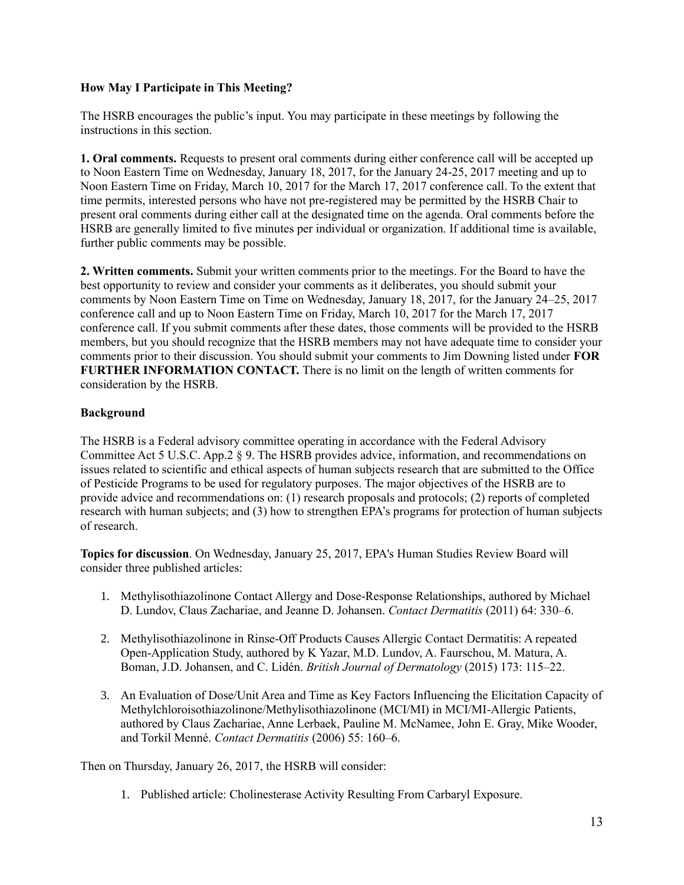**How May I Participate in This Meeting?**

The HSRB encourages the public's input. You may participate in these meetings by following the instructions in this section.

**1. Oral comments.** Requests to present oral comments during either conference call will be accepted up to Noon Eastern Time on Wednesday, January 18, 2017, for the January 24-25, 2017 meeting and up to Noon Eastern Time on Friday, March 10, 2017 for the March 17, 2017 conference call. To the extent that time permits, interested persons who have not pre-registered may be permitted by the HSRB Chair to present oral comments during either call at the designated time on the agenda. Oral comments before the HSRB are generally limited to five minutes per individual or organization. If additional time is available, further public comments may be possible.

**2. Written comments.** Submit your written comments prior to the meetings. For the Board to have the best opportunity to review and consider your comments as it deliberates, you should submit your comments by Noon Eastern Time on Time on Wednesday, January 18, 2017, for the January 24–25, 2017 conference call and up to Noon Eastern Time on Friday, March 10, 2017 for the March 17, 2017 conference call. If you submit comments after these dates, those comments will be provided to the HSRB members, but you should recognize that the HSRB members may not have adequate time to consider your comments prior to their discussion. You should submit your comments to Jim Downing listed under **FOR FURTHER INFORMATION CONTACT.** There is no limit on the length of written comments for consideration by the HSRB.

**Background**

The HSRB is a Federal advisory committee operating in accordance with the Federal Advisory Committee Act 5 U.S.C. App.2 § 9. The HSRB provides advice, information, and recommendations on issues related to scientific and ethical aspects of human subjects research that are submitted to the Office of Pesticide Programs to be used for regulatory purposes. The major objectives of the HSRB are to provide advice and recommendations on: (1) research proposals and protocols; (2) reports of completed research with human subjects; and (3) how to strengthen EPA's programs for protection of human subjects of research.

**Topics for discussion**. On Wednesday, January 25, 2017, EPA's Human Studies Review Board will consider three published articles:

1. Methylisothiazolinone Contact Allergy and Dose-Response Relationships, authored by Michael D. Lundov, Claus Zachariae, and Jeanne D. Johansen. *Contact Dermatitis* (2011) 64: 330–6.

2. Methylisothiazolinone in Rinse-Off Products Causes Allergic Contact Dermatitis: A repeated Open-Application Study, authored by K Yazar, M.D. Lundov, A. Faurschou, M. Matura, A. Boman, J.D. Johansen, and C. Lidén. *British Journal of Dermatology* (2015) 173: 115–22.

3. An Evaluation of Dose/Unit Area and Time as Key Factors Influencing the Elicitation Capacity of Methylchloroisothiazolinone/Methylisothiazolinone (MCI/MI) in MCI/MI-Allergic Patients, authored by Claus Zachariae, Anne Lerbaek, Pauline M. McNamee, John E. Gray, Mike Wooder, and Torkil Menné. *Contact Dermatitis* (2006) 55: 160–6.

Then on Thursday, January 26, 2017, the HSRB will consider:

1. Published article: Cholinesterase Activity Resulting From Carbaryl Exposure.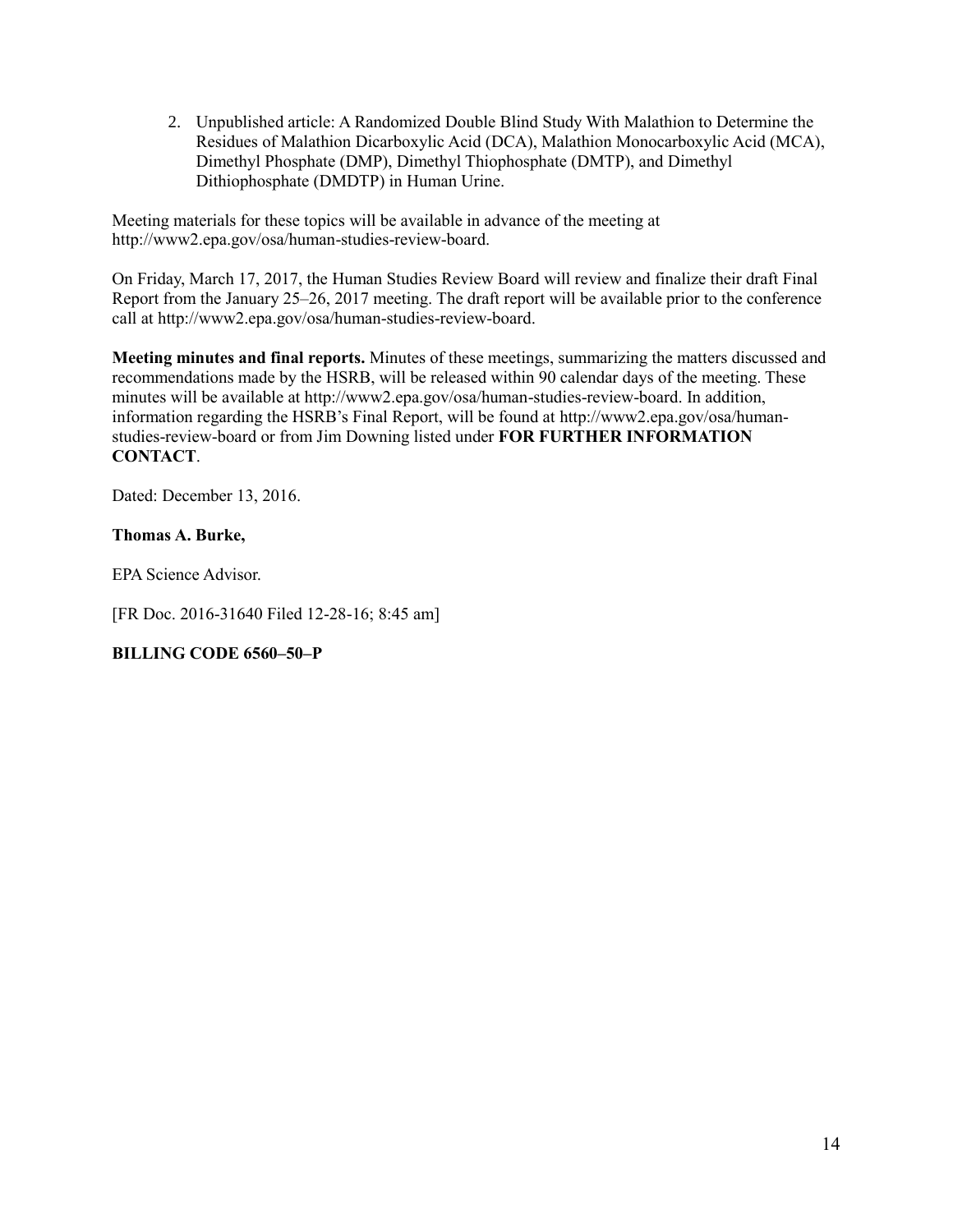2. Unpublished article: A Randomized Double Blind Study With Malathion to Determine the Residues of Malathion Dicarboxylic Acid (DCA), Malathion Monocarboxylic Acid (MCA), Dimethyl Phosphate (DMP), Dimethyl Thiophosphate (DMTP), and Dimethyl Dithiophosphate (DMDTP) in Human Urine.

Meeting materials for these topics will be available in advance of the meeting at http://www2.epa.gov/osa/human-studies-review-board.

On Friday, March 17, 2017, the Human Studies Review Board will review and finalize their draft Final Report from the January 25–26, 2017 meeting. The draft report will be available prior to the conference call at http://www2.epa.gov/osa/human-studies-review-board.

**Meeting minutes and final reports.** Minutes of these meetings, summarizing the matters discussed and recommendations made by the HSRB, will be released within 90 calendar days of the meeting. These minutes will be available at http://www2.epa.gov/osa/human-studies-review-board. In addition, information regarding the HSRB's Final Report, will be found at http://www2.epa.gov/osa/human-studies-review-board or from Jim Downing listed under **FOR FURTHER INFORMATION CONTACT**.

Dated: December 13, 2016.

**Thomas A. Burke,**

EPA Science Advisor.

[FR Doc. 2016-31640 Filed 12-28-16; 8:45 am]

**BILLING CODE 6560–50–P**